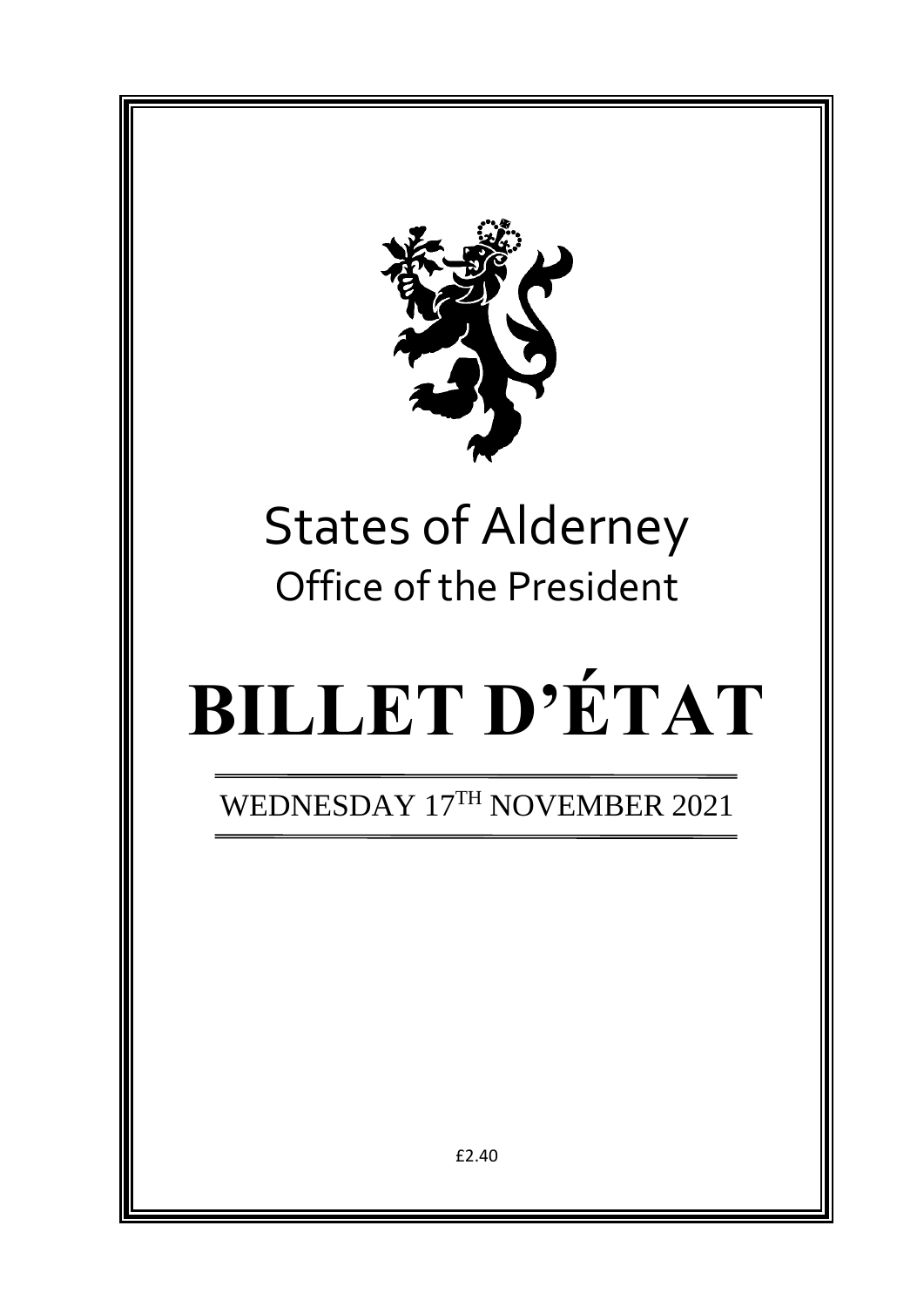# States of Alderney

## Office of the President

# BILLET D'ÉTAT

WEDNESDAY 17TH NOVEMBER 2021

£2.40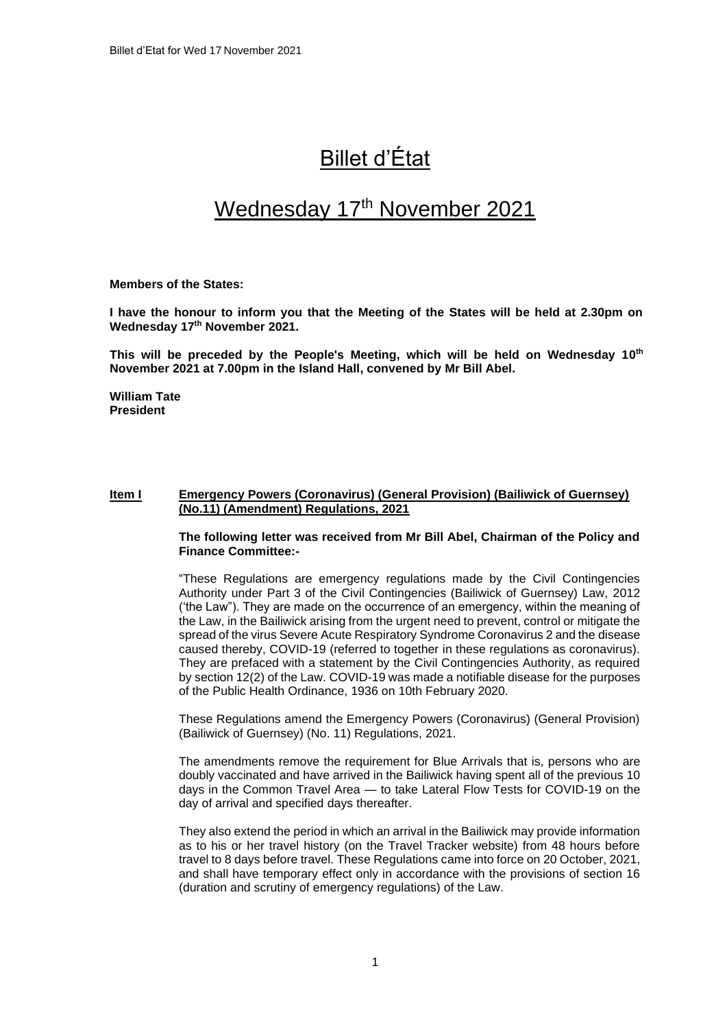# Billet d'État

## Wednesday 17th November 2021

**Members of the States:**

**I have the honour to inform you that the Meeting of the States will be held at 2.30pm on Wednesday 17th November 2021.**

**This will be preceded by the People's Meeting, which will be held on Wednesday 10th November 2021 at 7.00pm in the Island Hall, convened by Mr Bill Abel.**

**William Tate**
**President**

**Item I** **Emergency Powers (Coronavirus) (General Provision) (Bailiwick of Guernsey) (No.11) (Amendment) Regulations, 2021**

**The following letter was received from Mr Bill Abel, Chairman of the Policy and Finance Committee:-**

"These Regulations are emergency regulations made by the Civil Contingencies Authority under Part 3 of the Civil Contingencies (Bailiwick of Guernsey) Law, 2012 ('the Law"). They are made on the occurrence of an emergency, within the meaning of the Law, in the Bailiwick arising from the urgent need to prevent, control or mitigate the spread of the virus Severe Acute Respiratory Syndrome Coronavirus 2 and the disease caused thereby, COVID-19 (referred to together in these regulations as coronavirus). They are prefaced with a statement by the Civil Contingencies Authority, as required by section 12(2) of the Law. COVID-19 was made a notifiable disease for the purposes of the Public Health Ordinance, 1936 on 10th February 2020.

These Regulations amend the Emergency Powers (Coronavirus) (General Provision) (Bailiwick of Guernsey) (No. 11) Regulations, 2021.

The amendments remove the requirement for Blue Arrivals that is, persons who are doubly vaccinated and have arrived in the Bailiwick having spent all of the previous 10 days in the Common Travel Area — to take Lateral Flow Tests for COVID-19 on the day of arrival and specified days thereafter.

They also extend the period in which an arrival in the Bailiwick may provide information as to his or her travel history (on the Travel Tracker website) from 48 hours before travel to 8 days before travel. These Regulations came into force on 20 October, 2021, and shall have temporary effect only in accordance with the provisions of section 16 (duration and scrutiny of emergency regulations) of the Law.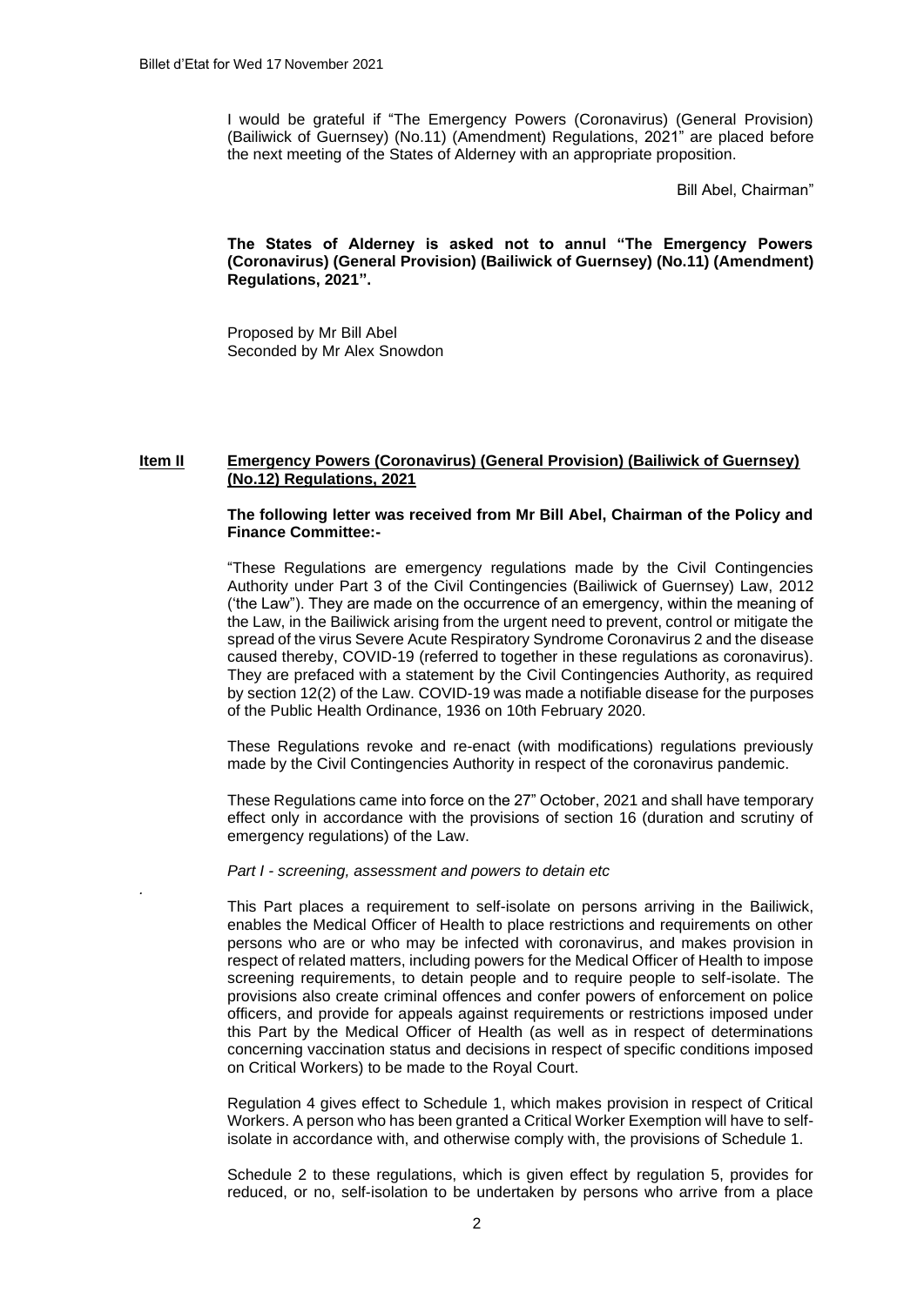I would be grateful if "The Emergency Powers (Coronavirus) (General Provision) (Bailiwick of Guernsey) (No.11) (Amendment) Regulations, 2021" are placed before the next meeting of the States of Alderney with an appropriate proposition.

Bill Abel, Chairman"

**The States of Alderney is asked not to annul "The Emergency Powers (Coronavirus) (General Provision) (Bailiwick of Guernsey) (No.11) (Amendment) Regulations, 2021".**

Proposed by Mr Bill Abel
Seconded by Mr Alex Snowdon

## Item II Emergency Powers (Coronavirus) (General Provision) (Bailiwick of Guernsey) (No.12) Regulations, 2021

**The following letter was received from Mr Bill Abel, Chairman of the Policy and Finance Committee:-**

"These Regulations are emergency regulations made by the Civil Contingencies Authority under Part 3 of the Civil Contingencies (Bailiwick of Guernsey) Law, 2012 ('the Law"). They are made on the occurrence of an emergency, within the meaning of the Law, in the Bailiwick arising from the urgent need to prevent, control or mitigate the spread of the virus Severe Acute Respiratory Syndrome Coronavirus 2 and the disease caused thereby, COVID-19 (referred to together in these regulations as coronavirus). They are prefaced with a statement by the Civil Contingencies Authority, as required by section 12(2) of the Law. COVID-19 was made a notifiable disease for the purposes of the Public Health Ordinance, 1936 on 10th February 2020.

These Regulations revoke and re-enact (with modifications) regulations previously made by the Civil Contingencies Authority in respect of the coronavirus pandemic.

These Regulations came into force on the 27" October, 2021 and shall have temporary effect only in accordance with the provisions of section 16 (duration and scrutiny of emergency regulations) of the Law.

*Part I - screening, assessment and powers to detain etc*

This Part places a requirement to self-isolate on persons arriving in the Bailiwick, enables the Medical Officer of Health to place restrictions and requirements on other persons who are or who may be infected with coronavirus, and makes provision in respect of related matters, including powers for the Medical Officer of Health to impose screening requirements, to detain people and to require people to self-isolate. The provisions also create criminal offences and confer powers of enforcement on police officers, and provide for appeals against requirements or restrictions imposed under this Part by the Medical Officer of Health (as well as in respect of determinations concerning vaccination status and decisions in respect of specific conditions imposed on Critical Workers) to be made to the Royal Court.

Regulation 4 gives effect to Schedule 1, which makes provision in respect of Critical Workers. A person who has been granted a Critical Worker Exemption will have to self-isolate in accordance with, and otherwise comply with, the provisions of Schedule 1.

Schedule 2 to these regulations, which is given effect by regulation 5, provides for reduced, or no, self-isolation to be undertaken by persons who arrive from a place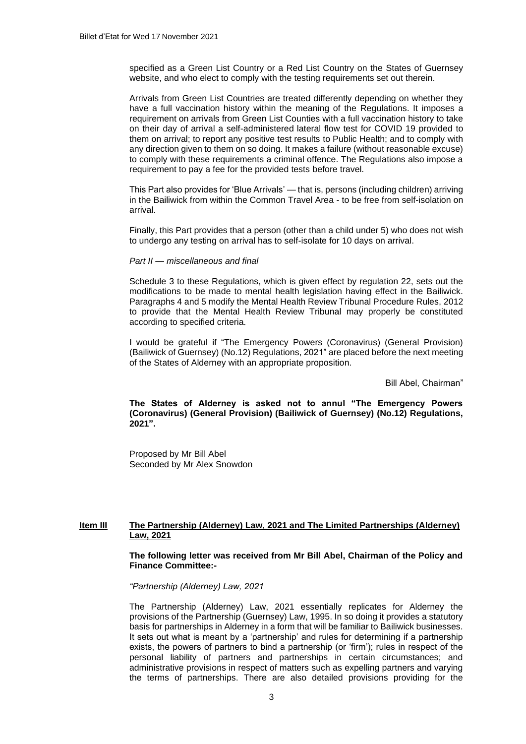specified as a Green List Country or a Red List Country on the States of Guernsey website, and who elect to comply with the testing requirements set out therein.

Arrivals from Green List Countries are treated differently depending on whether they have a full vaccination history within the meaning of the Regulations. It imposes a requirement on arrivals from Green List Counties with a full vaccination history to take on their day of arrival a self-administered lateral flow test for COVID 19 provided to them on arrival; to report any positive test results to Public Health; and to comply with any direction given to them on so doing. It makes a failure (without reasonable excuse) to comply with these requirements a criminal offence. The Regulations also impose a requirement to pay a fee for the provided tests before travel.

This Part also provides for 'Blue Arrivals' — that is, persons (including children) arriving in the Bailiwick from within the Common Travel Area - to be free from self-isolation on arrival.

Finally, this Part provides that a person (other than a child under 5) who does not wish to undergo any testing on arrival has to self-isolate for 10 days on arrival.

*Part II — miscellaneous and final*

Schedule 3 to these Regulations, which is given effect by regulation 22, sets out the modifications to be made to mental health legislation having effect in the Bailiwick. Paragraphs 4 and 5 modify the Mental Health Review Tribunal Procedure Rules, 2012 to provide that the Mental Health Review Tribunal may properly be constituted according to specified criteria.

I would be grateful if "The Emergency Powers (Coronavirus) (General Provision) (Bailiwick of Guernsey) (No.12) Regulations, 2021" are placed before the next meeting of the States of Alderney with an appropriate proposition.

Bill Abel, Chairman"

**The States of Alderney is asked not to annul "The Emergency Powers (Coronavirus) (General Provision) (Bailiwick of Guernsey) (No.12) Regulations, 2021".**

Proposed by Mr Bill Abel
Seconded by Mr Alex Snowdon

## Item III — The Partnership (Alderney) Law, 2021 and The Limited Partnerships (Alderney) Law, 2021

**The following letter was received from Mr Bill Abel, Chairman of the Policy and Finance Committee:-**

*"Partnership (Alderney) Law, 2021*

The Partnership (Alderney) Law, 2021 essentially replicates for Alderney the provisions of the Partnership (Guernsey) Law, 1995. In so doing it provides a statutory basis for partnerships in Alderney in a form that will be familiar to Bailiwick businesses. It sets out what is meant by a 'partnership' and rules for determining if a partnership exists, the powers of partners to bind a partnership (or 'firm'); rules in respect of the personal liability of partners and partnerships in certain circumstances; and administrative provisions in respect of matters such as expelling partners and varying the terms of partnerships. There are also detailed provisions providing for the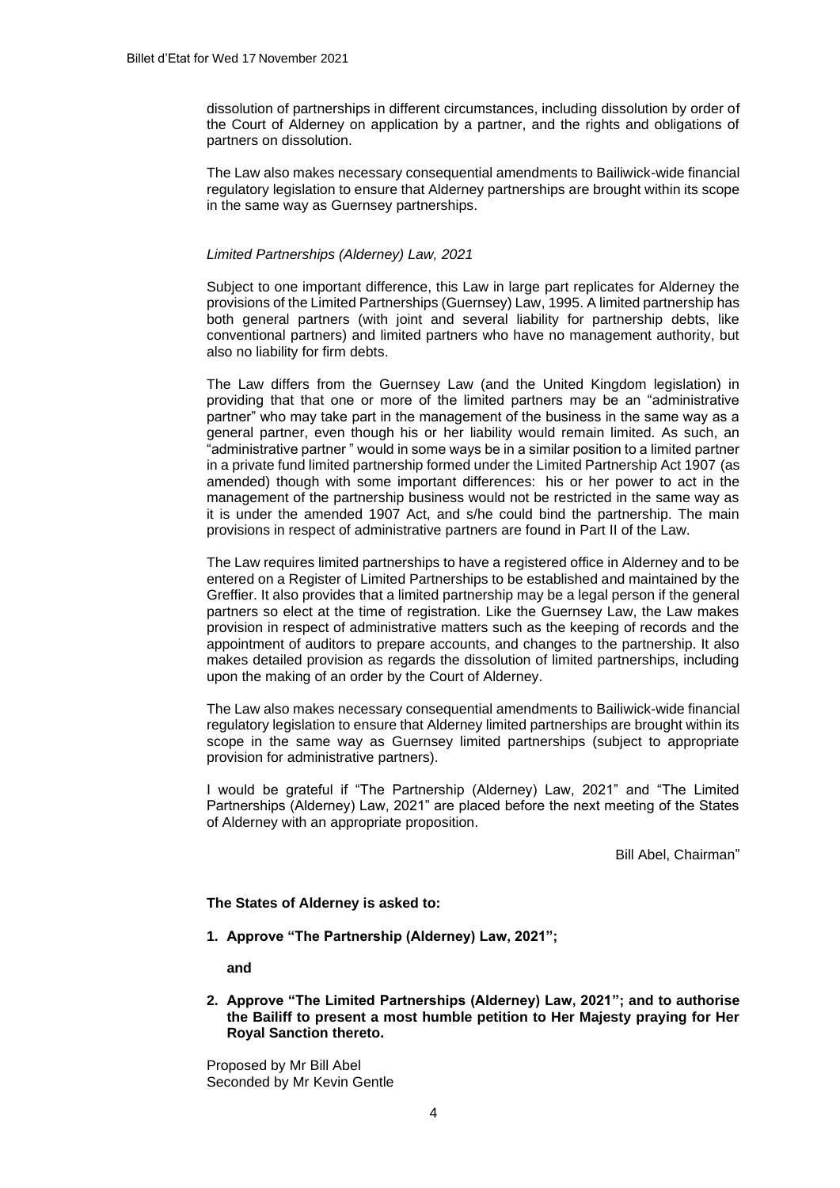dissolution of partnerships in different circumstances, including dissolution by order of the Court of Alderney on application by a partner, and the rights and obligations of partners on dissolution.

The Law also makes necessary consequential amendments to Bailiwick-wide financial regulatory legislation to ensure that Alderney partnerships are brought within its scope in the same way as Guernsey partnerships.

*Limited Partnerships (Alderney) Law, 2021*

Subject to one important difference, this Law in large part replicates for Alderney the provisions of the Limited Partnerships (Guernsey) Law, 1995. A limited partnership has both general partners (with joint and several liability for partnership debts, like conventional partners) and limited partners who have no management authority, but also no liability for firm debts.

The Law differs from the Guernsey Law (and the United Kingdom legislation) in providing that that one or more of the limited partners may be an "administrative partner" who may take part in the management of the business in the same way as a general partner, even though his or her liability would remain limited. As such, an "administrative partner " would in some ways be in a similar position to a limited partner in a private fund limited partnership formed under the Limited Partnership Act 1907 (as amended) though with some important differences: his or her power to act in the management of the partnership business would not be restricted in the same way as it is under the amended 1907 Act, and s/he could bind the partnership. The main provisions in respect of administrative partners are found in Part II of the Law.

The Law requires limited partnerships to have a registered office in Alderney and to be entered on a Register of Limited Partnerships to be established and maintained by the Greffier. It also provides that a limited partnership may be a legal person if the general partners so elect at the time of registration. Like the Guernsey Law, the Law makes provision in respect of administrative matters such as the keeping of records and the appointment of auditors to prepare accounts, and changes to the partnership. It also makes detailed provision as regards the dissolution of limited partnerships, including upon the making of an order by the Court of Alderney.

The Law also makes necessary consequential amendments to Bailiwick-wide financial regulatory legislation to ensure that Alderney limited partnerships are brought within its scope in the same way as Guernsey limited partnerships (subject to appropriate provision for administrative partners).

I would be grateful if "The Partnership (Alderney) Law, 2021" and "The Limited Partnerships (Alderney) Law, 2021" are placed before the next meeting of the States of Alderney with an appropriate proposition.

Bill Abel, Chairman"

**The States of Alderney is asked to:**

1. **Approve "The Partnership (Alderney) Law, 2021";**

   **and**

2. **Approve "The Limited Partnerships (Alderney) Law, 2021"; and to authorise the Bailiff to present a most humble petition to Her Majesty praying for Her Royal Sanction thereto.**

Proposed by Mr Bill Abel
Seconded by Mr Kevin Gentle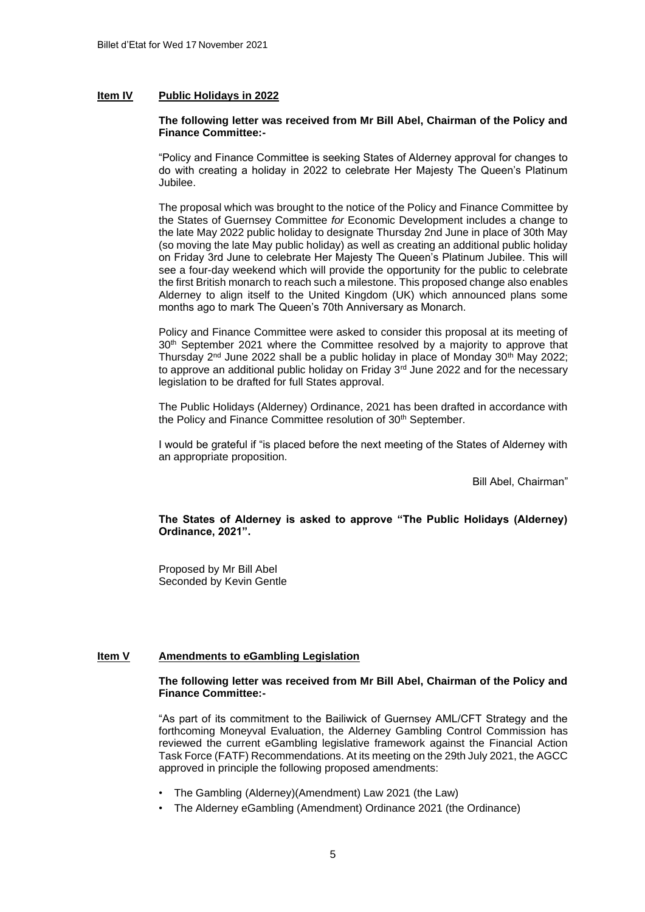## Item IV Public Holidays in 2022

**The following letter was received from Mr Bill Abel, Chairman of the Policy and Finance Committee:-**

"Policy and Finance Committee is seeking States of Alderney approval for changes to do with creating a holiday in 2022 to celebrate Her Majesty The Queen's Platinum Jubilee.

The proposal which was brought to the notice of the Policy and Finance Committee by the States of Guernsey Committee *for* Economic Development includes a change to the late May 2022 public holiday to designate Thursday 2nd June in place of 30th May (so moving the late May public holiday) as well as creating an additional public holiday on Friday 3rd June to celebrate Her Majesty The Queen's Platinum Jubilee. This will see a four-day weekend which will provide the opportunity for the public to celebrate the first British monarch to reach such a milestone. This proposed change also enables Alderney to align itself to the United Kingdom (UK) which announced plans some months ago to mark The Queen's 70th Anniversary as Monarch.

Policy and Finance Committee were asked to consider this proposal at its meeting of 30th September 2021 where the Committee resolved by a majority to approve that Thursday 2nd June 2022 shall be a public holiday in place of Monday 30th May 2022; to approve an additional public holiday on Friday 3rd June 2022 and for the necessary legislation to be drafted for full States approval.

The Public Holidays (Alderney) Ordinance, 2021 has been drafted in accordance with the Policy and Finance Committee resolution of 30th September.

I would be grateful if "is placed before the next meeting of the States of Alderney with an appropriate proposition.

Bill Abel, Chairman"

**The States of Alderney is asked to approve "The Public Holidays (Alderney) Ordinance, 2021".**

Proposed by Mr Bill Abel
Seconded by Kevin Gentle

## Item V Amendments to eGambling Legislation

**The following letter was received from Mr Bill Abel, Chairman of the Policy and Finance Committee:-**

"As part of its commitment to the Bailiwick of Guernsey AML/CFT Strategy and the forthcoming Moneyval Evaluation, the Alderney Gambling Control Commission has reviewed the current eGambling legislative framework against the Financial Action Task Force (FATF) Recommendations. At its meeting on the 29th July 2021, the AGCC approved in principle the following proposed amendments:

- The Gambling (Alderney)(Amendment) Law 2021 (the Law)
- The Alderney eGambling (Amendment) Ordinance 2021 (the Ordinance)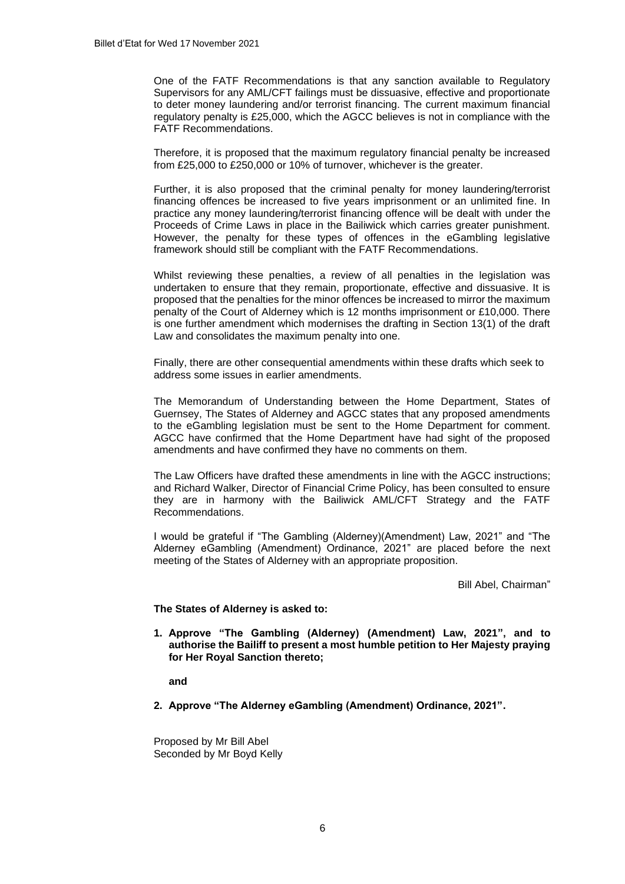One of the FATF Recommendations is that any sanction available to Regulatory Supervisors for any AML/CFT failings must be dissuasive, effective and proportionate to deter money laundering and/or terrorist financing. The current maximum financial regulatory penalty is £25,000, which the AGCC believes is not in compliance with the FATF Recommendations.

Therefore, it is proposed that the maximum regulatory financial penalty be increased from £25,000 to £250,000 or 10% of turnover, whichever is the greater.

Further, it is also proposed that the criminal penalty for money laundering/terrorist financing offences be increased to five years imprisonment or an unlimited fine. In practice any money laundering/terrorist financing offence will be dealt with under the Proceeds of Crime Laws in place in the Bailiwick which carries greater punishment. However, the penalty for these types of offences in the eGambling legislative framework should still be compliant with the FATF Recommendations.

Whilst reviewing these penalties, a review of all penalties in the legislation was undertaken to ensure that they remain, proportionate, effective and dissuasive. It is proposed that the penalties for the minor offences be increased to mirror the maximum penalty of the Court of Alderney which is 12 months imprisonment or £10,000. There is one further amendment which modernises the drafting in Section 13(1) of the draft Law and consolidates the maximum penalty into one.

Finally, there are other consequential amendments within these drafts which seek to address some issues in earlier amendments.

The Memorandum of Understanding between the Home Department, States of Guernsey, The States of Alderney and AGCC states that any proposed amendments to the eGambling legislation must be sent to the Home Department for comment. AGCC have confirmed that the Home Department have had sight of the proposed amendments and have confirmed they have no comments on them.

The Law Officers have drafted these amendments in line with the AGCC instructions; and Richard Walker, Director of Financial Crime Policy, has been consulted to ensure they are in harmony with the Bailiwick AML/CFT Strategy and the FATF Recommendations.

I would be grateful if "The Gambling (Alderney)(Amendment) Law, 2021" and "The Alderney eGambling (Amendment) Ordinance, 2021" are placed before the next meeting of the States of Alderney with an appropriate proposition.

Bill Abel, Chairman"

**The States of Alderney is asked to:**

1. **Approve "The Gambling (Alderney) (Amendment) Law, 2021", and to authorise the Bailiff to present a most humble petition to Her Majesty praying for Her Royal Sanction thereto;**

   **and**

2. **Approve "The Alderney eGambling (Amendment) Ordinance, 2021".**

Proposed by Mr Bill Abel
Seconded by Mr Boyd Kelly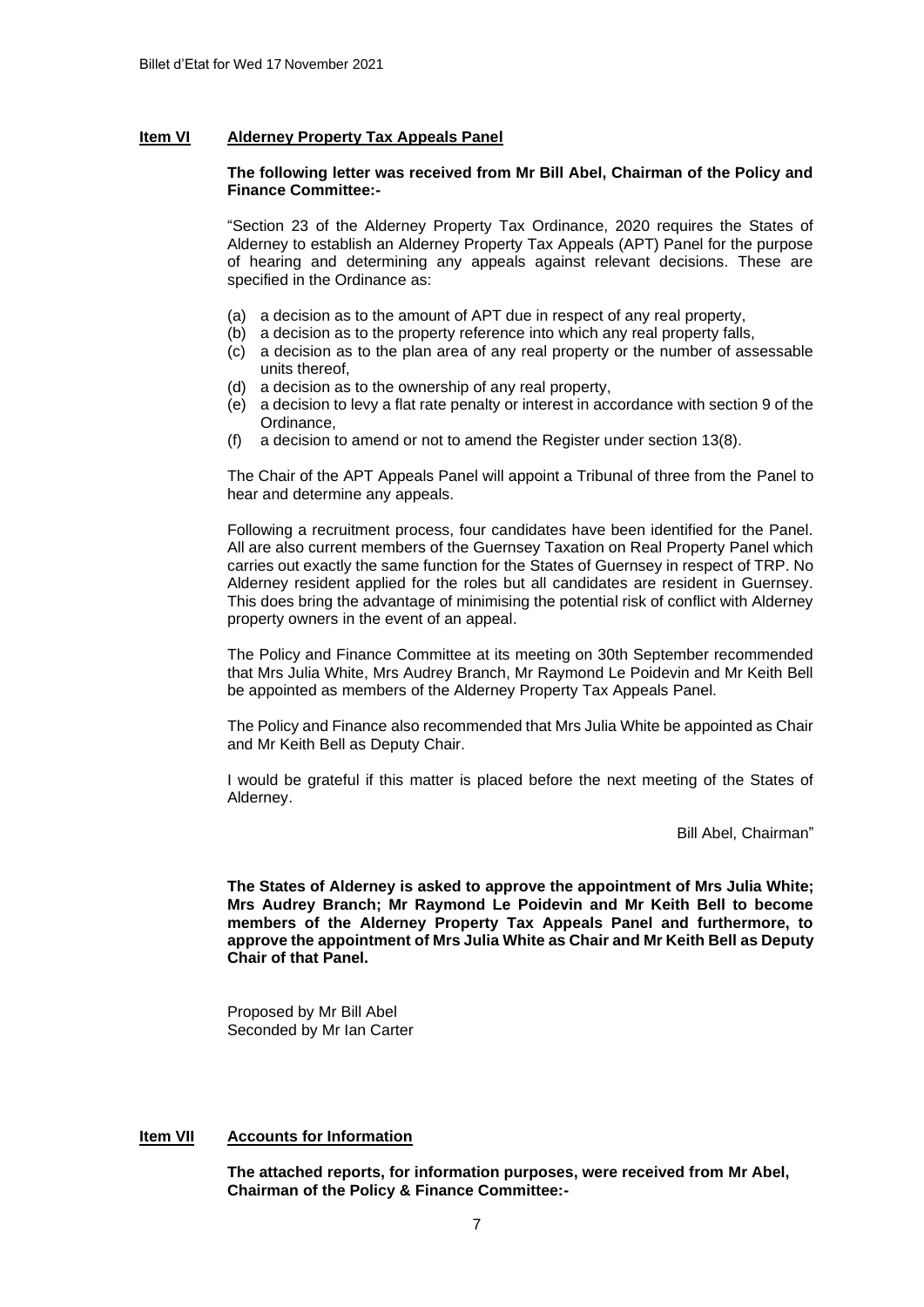## Item VI **Alderney Property Tax Appeals Panel**

**The following letter was received from Mr Bill Abel, Chairman of the Policy and Finance Committee:-**

"Section 23 of the Alderney Property Tax Ordinance, 2020 requires the States of Alderney to establish an Alderney Property Tax Appeals (APT) Panel for the purpose of hearing and determining any appeals against relevant decisions. These are specified in the Ordinance as:

(a) a decision as to the amount of APT due in respect of any real property,
(b) a decision as to the property reference into which any real property falls,
(c) a decision as to the plan area of any real property or the number of assessable units thereof,
(d) a decision as to the ownership of any real property,
(e) a decision to levy a flat rate penalty or interest in accordance with section 9 of the Ordinance,
(f) a decision to amend or not to amend the Register under section 13(8).

The Chair of the APT Appeals Panel will appoint a Tribunal of three from the Panel to hear and determine any appeals.

Following a recruitment process, four candidates have been identified for the Panel. All are also current members of the Guernsey Taxation on Real Property Panel which carries out exactly the same function for the States of Guernsey in respect of TRP. No Alderney resident applied for the roles but all candidates are resident in Guernsey. This does bring the advantage of minimising the potential risk of conflict with Alderney property owners in the event of an appeal.

The Policy and Finance Committee at its meeting on 30th September recommended that Mrs Julia White, Mrs Audrey Branch, Mr Raymond Le Poidevin and Mr Keith Bell be appointed as members of the Alderney Property Tax Appeals Panel.

The Policy and Finance also recommended that Mrs Julia White be appointed as Chair and Mr Keith Bell as Deputy Chair.

I would be grateful if this matter is placed before the next meeting of the States of Alderney.

Bill Abel, Chairman"

**The States of Alderney is asked to approve the appointment of Mrs Julia White; Mrs Audrey Branch; Mr Raymond Le Poidevin and Mr Keith Bell to become members of the Alderney Property Tax Appeals Panel and furthermore, to approve the appointment of Mrs Julia White as Chair and Mr Keith Bell as Deputy Chair of that Panel.**

Proposed by Mr Bill Abel
Seconded by Mr Ian Carter

## Item VII **Accounts for Information**

**The attached reports, for information purposes, were received from Mr Abel, Chairman of the Policy & Finance Committee:-**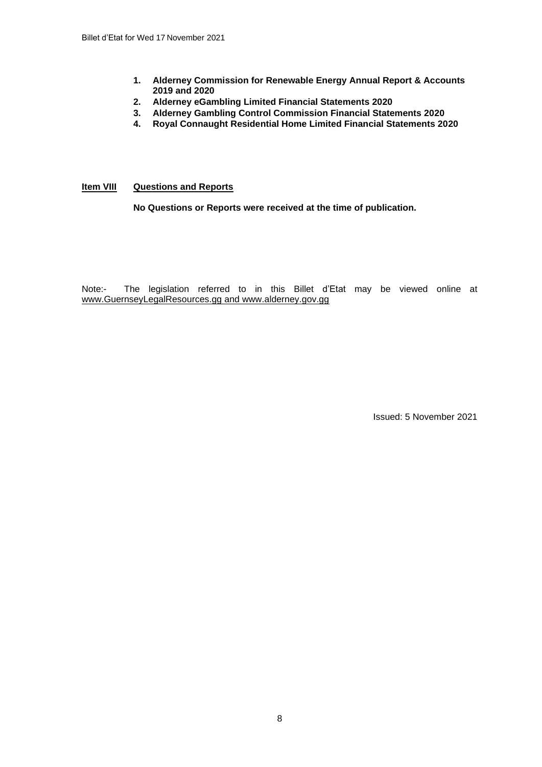1. **Alderney Commission for Renewable Energy Annual Report & Accounts 2019 and 2020**
2. **Alderney eGambling Limited Financial Statements 2020**
3. **Alderney Gambling Control Commission Financial Statements 2020**
4. **Royal Connaught Residential Home Limited Financial Statements 2020**

**Item VIII Questions and Reports**

**No Questions or Reports were received at the time of publication.**

Note:- The legislation referred to in this Billet d'Etat may be viewed online at www.GuernseyLegalResources.gg and www.alderney.gov.gg

Issued: 5 November 2021